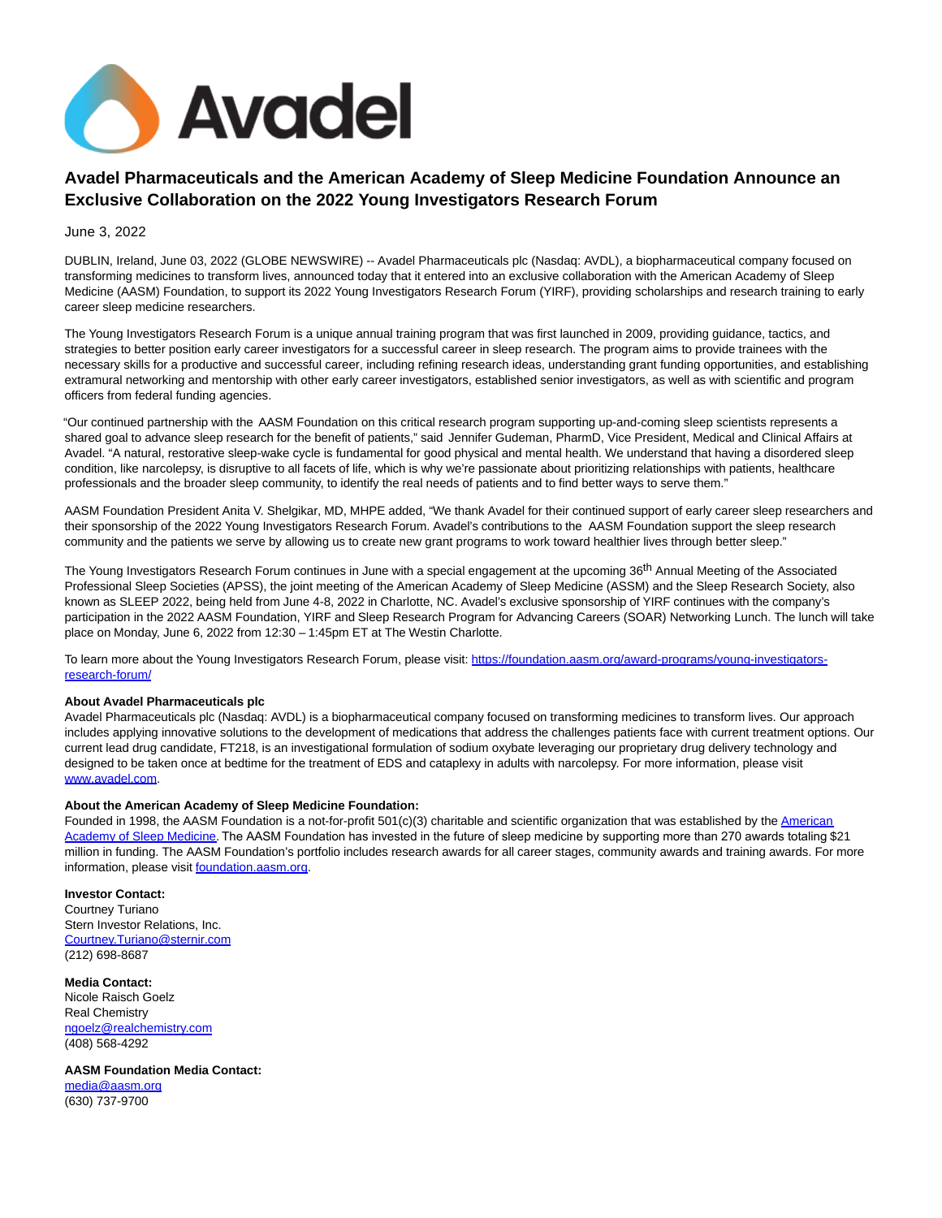# Avadel Pharmaceuticals and the American Academy of Sleep Medicine Foundation Announce an Exclusive Collaboration on the 2022 Young Investigators Research Forum

June 3, 2022

DUBLIN, Ireland, June 03, 2022 (GLOBE NEWSWIRE) -- Avadel Pharmaceuticals plc (Nasdaq: AVDL), a biopharmaceutical company focused on transforming medicines to transform lives, announced today that it entered into an exclusive collaboration with the American Academy of Sleep Medicine (AASM) Foundation, to support its 2022 Young Investigators Research Forum (YIRF), providing scholarships and research training to early career sleep medicine researchers.

The Young Investigators Research Forum is a unique annual training program that was first launched in 2009, providing guidance, tactics, and strategies to better position early career investigators for a successful career in sleep research. The program aims to provide trainees with the necessary skills for a productive and successful career, including refining research ideas, understanding grant funding opportunities, and establishing extramural networking and mentorship with other early career investigators, established senior investigators, as well as with scientific and program officers from federal funding agencies.

"Our continued partnership with the AASM Foundation on this critical research program supporting up-and-coming sleep scientists represents a shared goal to advance sleep research for the benefit of patients," said Jennifer Gudeman, PharmD, Vice President, Medical and Clinical Affairs at Avadel. "A natural, restorative sleep-wake cycle is fundamental for good physical and mental health. We understand that having a disordered sleep condition, like narcolepsy, is disruptive to all facets of life, which is why we're passionate about prioritizing relationships with patients, healthcare professionals and the broader sleep community, to identify the real needs of patients and to find better ways to serve them."

AASM Foundation President Anita V. Shelgikar, MD, MHPE added, "We thank Avadel for their continued support of early career sleep researchers and their sponsorship of the 2022 Young Investigators Research Forum. Avadel's contributions to the AASM Foundation support the sleep research community and the patients we serve by allowing us to create new grant programs to work toward healthier lives through better sleep."

The Young Investigators Research Forum continues in June with a special engagement at the upcoming 36th Annual Meeting of the Associated Professional Sleep Societies (APSS), the joint meeting of the American Academy of Sleep Medicine (ASSM) and the Sleep Research Society, also known as SLEEP 2022, being held from June 4-8, 2022 in Charlotte, NC. Avadel's exclusive sponsorship of YIRF continues with the company's participation in the 2022 AASM Foundation, YIRF and Sleep Research Program for Advancing Careers (SOAR) Networking Lunch. The lunch will take place on Monday, June 6, 2022 from 12:30 – 1:45pm ET at The Westin Charlotte.

To learn more about the Young Investigators Research Forum, please visit: https://foundation.aasm.org/award-programs/young-investigators-research-forum/

**About Avadel Pharmaceuticals plc**
Avadel Pharmaceuticals plc (Nasdaq: AVDL) is a biopharmaceutical company focused on transforming medicines to transform lives. Our approach includes applying innovative solutions to the development of medications that address the challenges patients face with current treatment options. Our current lead drug candidate, FT218, is an investigational formulation of sodium oxybate leveraging our proprietary drug delivery technology and designed to be taken once at bedtime for the treatment of EDS and cataplexy in adults with narcolepsy. For more information, please visit www.avadel.com.

**About the American Academy of Sleep Medicine Foundation:**
Founded in 1998, the AASM Foundation is a not-for-profit 501(c)(3) charitable and scientific organization that was established by the American Academy of Sleep Medicine. The AASM Foundation has invested in the future of sleep medicine by supporting more than 270 awards totaling $21 million in funding. The AASM Foundation's portfolio includes research awards for all career stages, community awards and training awards. For more information, please visit foundation.aasm.org.

**Investor Contact:**
Courtney Turiano
Stern Investor Relations, Inc.
Courtney.Turiano@sternir.com
(212) 698-8687

**Media Contact:**
Nicole Raisch Goelz
Real Chemistry
ngoelz@realchemistry.com
(408) 568-4292

**AASM Foundation Media Contact:**
media@aasm.org
(630) 737-9700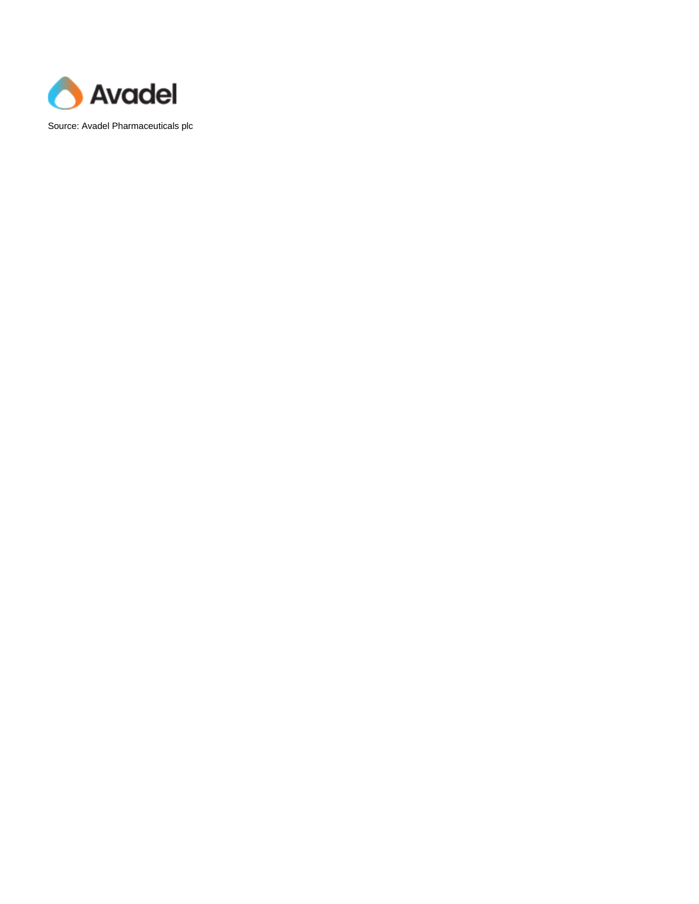Source: Avadel Pharmaceuticals plc